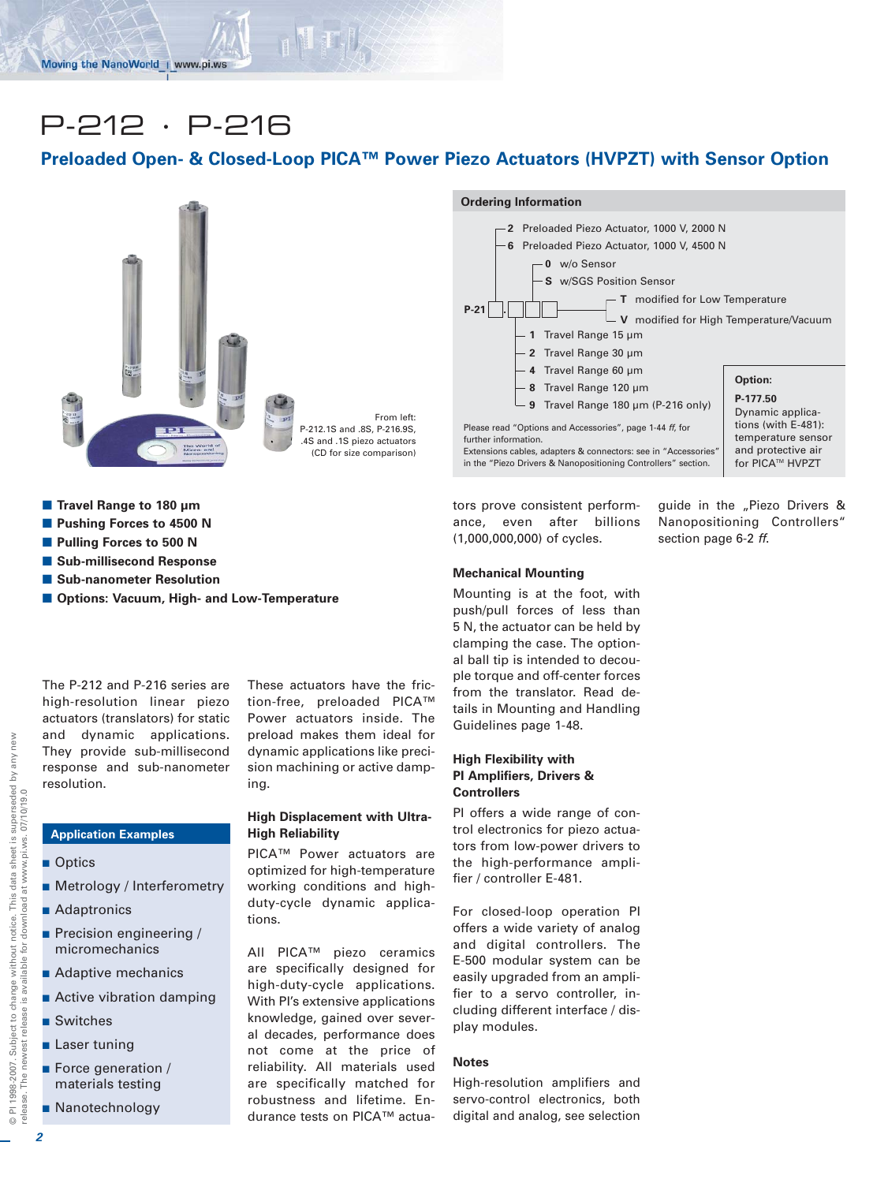# P-212 · P-216

## Preloaded Open- & Closed-Loop PICA™ Power Piezo Actuators (HVPZT) with Sensor Option

From left: P-212.1S and .8S, P-216.9S, .4S and .1S piezo actuators (CD for size comparison)

### Ordering Information

P-21□.□□□

- **2** Preloaded Piezo Actuator, 1000 V, 2000 N
- **6** Preloaded Piezo Actuator, 1000 V, 4500 N

Travel range:
- **1** Travel Range 15 µm
- **2** Travel Range 30 µm
- **4** Travel Range 60 µm
- **8** Travel Range 120 µm
- **9** Travel Range 180 µm (P-216 only)

Sensor:
- **0** w/o Sensor
- **S** w/SGS Position Sensor

Modification:
- **T** modified for Low Temperature
- **V** modified for High Temperature/Vacuum

Please read "Options and Accessories", page 1-44 *ff*, for further information.
Extensions cables, adapters & connectors: see in "Accessories" in the "Piezo Drivers & Nanopositioning Controllers" section.

**Option:**

**P-177.50**
Dynamic applications (with E-481): temperature sensor and protective air for PICA™ HVPZT

- **Travel Range to 180 µm**
- **Pushing Forces to 4500 N**
- **Pulling Forces to 500 N**
- **Sub-millisecond Response**
- **Sub-nanometer Resolution**
- **Options: Vacuum, High- and Low-Temperature**

The P-212 and P-216 series are high-resolution linear piezo actuators (translators) for static and dynamic applications. They provide sub-millisecond response and sub-nanometer resolution.

### Application Examples

- Optics
- Metrology / Interferometry
- Adaptronics
- Precision engineering / micromechanics
- Adaptive mechanics
- Active vibration damping
- Switches
- Laser tuning
- Force generation / materials testing
- Nanotechnology

These actuators have the friction-free, preloaded PICA™ Power actuators inside. The preload makes them ideal for dynamic applications like precision machining or active damping.

### High Displacement with Ultra-High Reliability

PICA™ Power actuators are optimized for high-temperature working conditions and high-duty-cycle dynamic applications.

All PICA™ piezo ceramics are specifically designed for high-duty-cycle applications. With PI's extensive applications knowledge, gained over several decades, performance does not come at the price of reliability. All materials used are specifically matched for robustness and lifetime. Endurance tests on PICA™ actuators prove consistent performance, even after billions (1,000,000,000) of cycles.

### Mechanical Mounting

Mounting is at the foot, with push/pull forces of less than 5 N, the actuator can be held by clamping the case. The optional ball tip is intended to decouple torque and off-center forces from the translator. Read details in Mounting and Handling Guidelines page 1-48.

### High Flexibility with PI Amplifiers, Drivers & Controllers

PI offers a wide range of control electronics for piezo actuators from low-power drivers to the high-performance amplifier / controller E-481.

For closed-loop operation PI offers a wide variety of analog and digital controllers. The E-500 modular system can be easily upgraded from an amplifier to a servo controller, including different interface / display modules.

### Notes

High-resolution amplifiers and servo-control electronics, both digital and analog, see selection guide in the „Piezo Drivers & Nanopositioning Controllers" section page 6-2 *ff.*

© PI 1998-2007. Subject to change without notice. This data sheet is superseded by any new release. The newest release is available for download at www.pi.ws. 07/10/19.0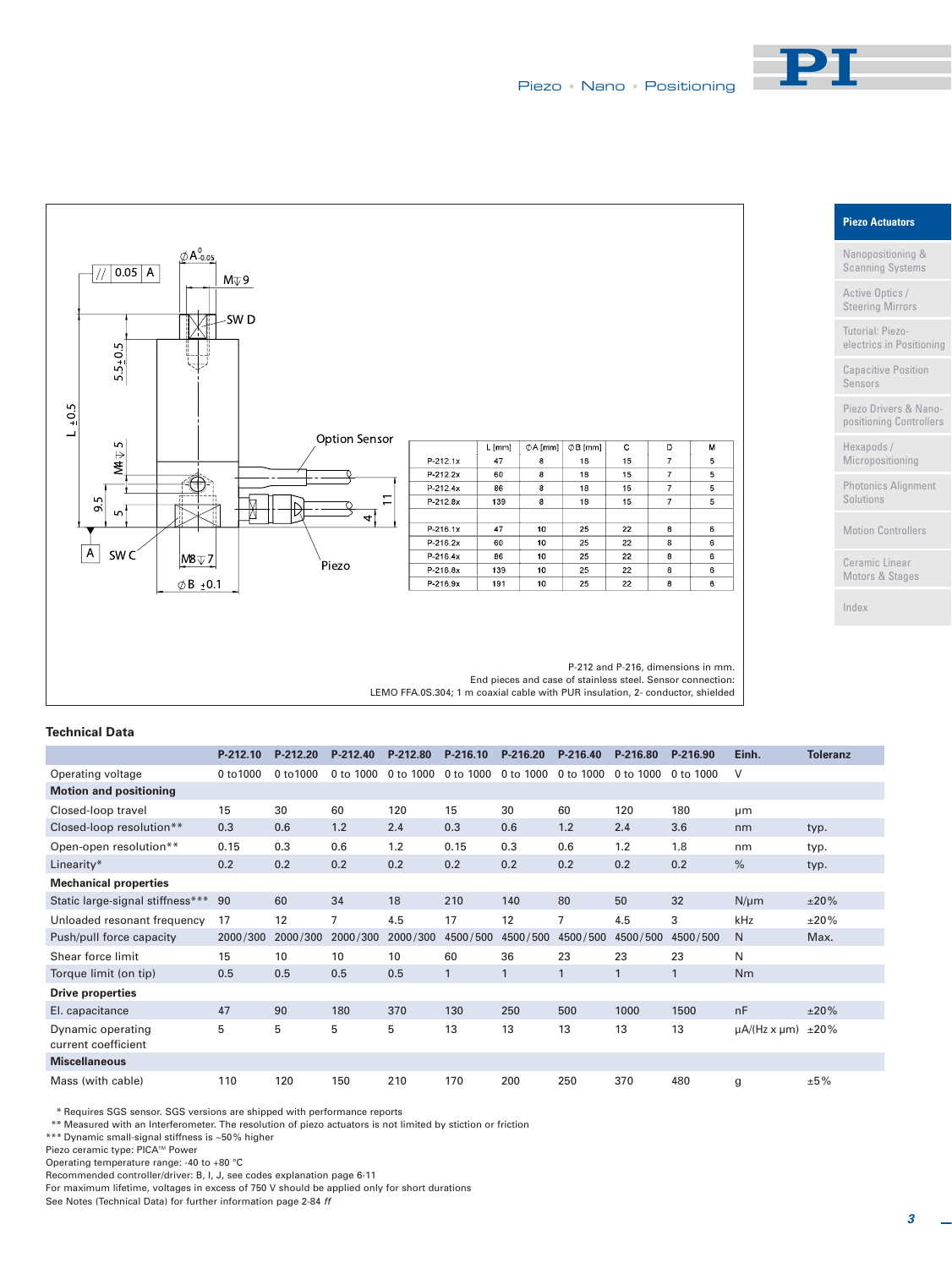| | L [mm] | ∅A [mm] | ∅B [mm] | C | D | M |
|---|---|---|---|---|---|---|
| P-212.1x | 47 | 8 | 18 | 15 | 7 | 5 |
| P-212.2x | 60 | 8 | 18 | 15 | 7 | 5 |
| P-212.4x | 86 | 8 | 18 | 15 | 7 | 5 |
| P-212.8x | 139 | 8 | 18 | 15 | 7 | 5 |
| | | | | | | |
| P-216.1x | 47 | 10 | 25 | 22 | 8 | 6 |
| P-216.2x | 60 | 10 | 25 | 22 | 8 | 6 |
| P-216.4x | 86 | 10 | 25 | 22 | 8 | 6 |
| P-216.8x | 139 | 10 | 25 | 22 | 8 | 6 |
| P-216.9x | 191 | 10 | 25 | 22 | 8 | 6 |

P-212 and P-216, dimensions in mm.
End pieces and case of stainless steel. Sensor connection:
LEMO FFA.0S.304; 1 m coaxial cable with PUR insulation, 2- conductor, shielded

## Technical Data

| | P-212.10 | P-212.20 | P-212.40 | P-212.80 | P-216.10 | P-216.20 | P-216.40 | P-216.80 | P-216.90 | Einh. | Toleranz |
|---|---|---|---|---|---|---|---|---|---|---|---|
| Operating voltage | 0 to1000 | 0 to1000 | 0 to 1000 | 0 to 1000 | 0 to 1000 | 0 to 1000 | 0 to 1000 | 0 to 1000 | 0 to 1000 | V | |
| **Motion and positioning** | | | | | | | | | | | |
| Closed-loop travel | 15 | 30 | 60 | 120 | 15 | 30 | 60 | 120 | 180 | µm | |
| Closed-loop resolution** | 0.3 | 0.6 | 1.2 | 2.4 | 0.3 | 0.6 | 1.2 | 2.4 | 3.6 | nm | typ. |
| Open-open resolution** | 0.15 | 0.3 | 0.6 | 1.2 | 0.15 | 0.3 | 0.6 | 1.2 | 1.8 | nm | typ. |
| Linearity* | 0.2 | 0.2 | 0.2 | 0.2 | 0.2 | 0.2 | 0.2 | 0.2 | 0.2 | % | typ. |
| **Mechanical properties** | | | | | | | | | | | |
| Static large-signal stiffness*** | 90 | 60 | 34 | 18 | 210 | 140 | 80 | 50 | 32 | N/µm | ±20% |
| Unloaded resonant frequency | 17 | 12 | 7 | 4.5 | 17 | 12 | 7 | 4.5 | 3 | kHz | ±20% |
| Push/pull force capacity | 2000/300 | 2000/300 | 2000/300 | 2000/300 | 4500/500 | 4500/500 | 4500/500 | 4500/500 | 4500/500 | N | Max. |
| Shear force limit | 15 | 10 | 10 | 10 | 60 | 36 | 23 | 23 | 23 | N | |
| Torque limit (on tip) | 0.5 | 0.5 | 0.5 | 0.5 | 1 | 1 | 1 | 1 | 1 | Nm | |
| **Drive properties** | | | | | | | | | | | |
| El. capacitance | 47 | 90 | 180 | 370 | 130 | 250 | 500 | 1000 | 1500 | nF | ±20% |
| Dynamic operating current coefficient | 5 | 5 | 5 | 5 | 13 | 13 | 13 | 13 | 13 | µA/(Hz x µm) | ±20% |
| **Miscellaneous** | | | | | | | | | | | |
| Mass (with cable) | 110 | 120 | 150 | 210 | 170 | 200 | 250 | 370 | 480 | g | ±5% |

\* Requires SGS sensor. SGS versions are shipped with performance reports
** Measured with an Interferometer. The resolution of piezo actuators is not limited by stiction or friction
*** Dynamic small-signal stiffness is ~50% higher
Piezo ceramic type: PICA™ Power
Operating temperature range: -40 to +80 °C
Recommended controller/driver: B, I, J, see codes explanation page 6-11
For maximum lifetime, voltages in excess of 750 V should be applied only for short durations
See Notes (Technical Data) for further information page 2-84 *ff*